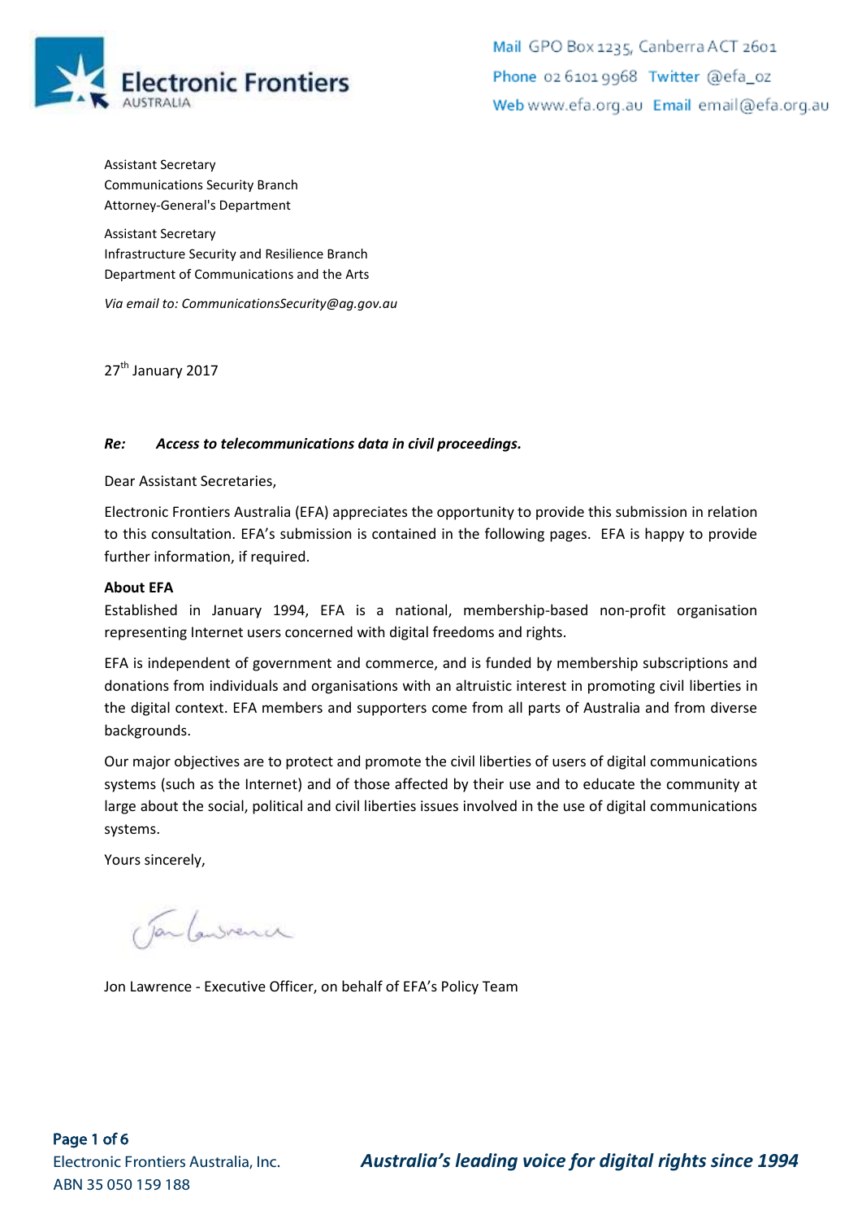Mail GPO Box 1235, Canberra ACT 2601
Phone 02 6101 9968 Twitter @efa_oz
Web www.efa.org.au Email email@efa.org.au

Assistant Secretary
Communications Security Branch
Attorney-General's Department

Assistant Secretary
Infrastructure Security and Resilience Branch
Department of Communications and the Arts

*Via email to: CommunicationsSecurity@ag.gov.au*

27th January 2017

***Re: Access to telecommunications data in civil proceedings.***

Dear Assistant Secretaries,

Electronic Frontiers Australia (EFA) appreciates the opportunity to provide this submission in relation to this consultation. EFA's submission is contained in the following pages. EFA is happy to provide further information, if required.

**About EFA**

Established in January 1994, EFA is a national, membership-based non-profit organisation representing Internet users concerned with digital freedoms and rights.

EFA is independent of government and commerce, and is funded by membership subscriptions and donations from individuals and organisations with an altruistic interest in promoting civil liberties in the digital context. EFA members and supporters come from all parts of Australia and from diverse backgrounds.

Our major objectives are to protect and promote the civil liberties of users of digital communications systems (such as the Internet) and of those affected by their use and to educate the community at large about the social, political and civil liberties issues involved in the use of digital communications systems.

Yours sincerely,

Jon Lawrence - Executive Officer, on behalf of EFA's Policy Team

Electronic Frontiers Australia, Inc.
ABN 35 050 159 188

*Australia's leading voice for digital rights since 1994*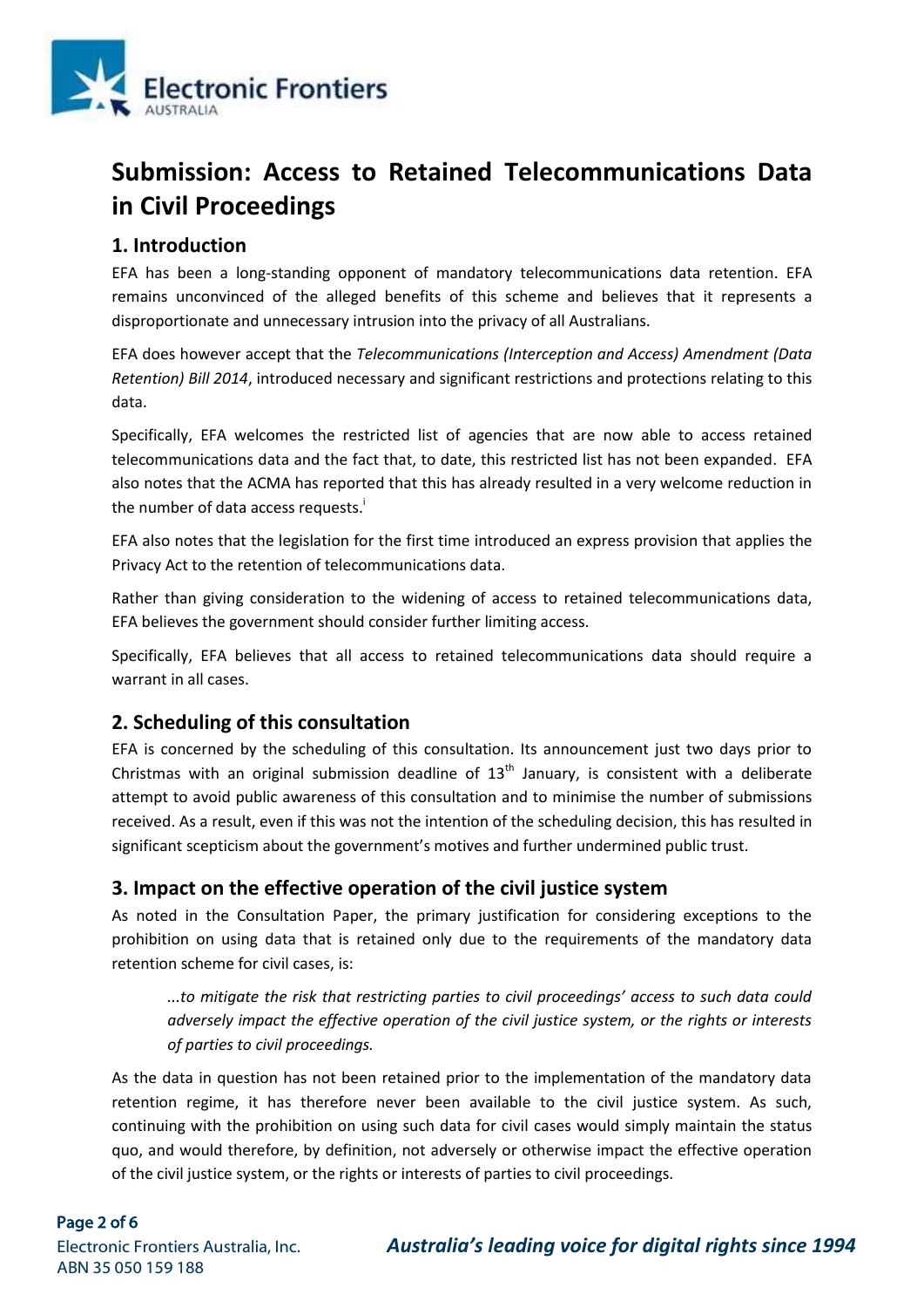# Submission: Access to Retained Telecommunications Data in Civil Proceedings

## 1. Introduction

EFA has been a long-standing opponent of mandatory telecommunications data retention. EFA remains unconvinced of the alleged benefits of this scheme and believes that it represents a disproportionate and unnecessary intrusion into the privacy of all Australians.

EFA does however accept that the *Telecommunications (Interception and Access) Amendment (Data Retention) Bill 2014*, introduced necessary and significant restrictions and protections relating to this data.

Specifically, EFA welcomes the restricted list of agencies that are now able to access retained telecommunications data and the fact that, to date, this restricted list has not been expanded. EFA also notes that the ACMA has reported that this has already resulted in a very welcome reduction in the number of data access requests.[i]

EFA also notes that the legislation for the first time introduced an express provision that applies the Privacy Act to the retention of telecommunications data.

Rather than giving consideration to the widening of access to retained telecommunications data, EFA believes the government should consider further limiting access.

Specifically, EFA believes that all access to retained telecommunications data should require a warrant in all cases.

## 2. Scheduling of this consultation

EFA is concerned by the scheduling of this consultation. Its announcement just two days prior to Christmas with an original submission deadline of 13th January, is consistent with a deliberate attempt to avoid public awareness of this consultation and to minimise the number of submissions received. As a result, even if this was not the intention of the scheduling decision, this has resulted in significant scepticism about the government's motives and further undermined public trust.

## 3. Impact on the effective operation of the civil justice system

As noted in the Consultation Paper, the primary justification for considering exceptions to the prohibition on using data that is retained only due to the requirements of the mandatory data retention scheme for civil cases, is:

> *...to mitigate the risk that restricting parties to civil proceedings' access to such data could adversely impact the effective operation of the civil justice system, or the rights or interests of parties to civil proceedings.*

As the data in question has not been retained prior to the implementation of the mandatory data retention regime, it has therefore never been available to the civil justice system. As such, continuing with the prohibition on using such data for civil cases would simply maintain the status quo, and would therefore, by definition, not adversely or otherwise impact the effective operation of the civil justice system, or the rights or interests of parties to civil proceedings.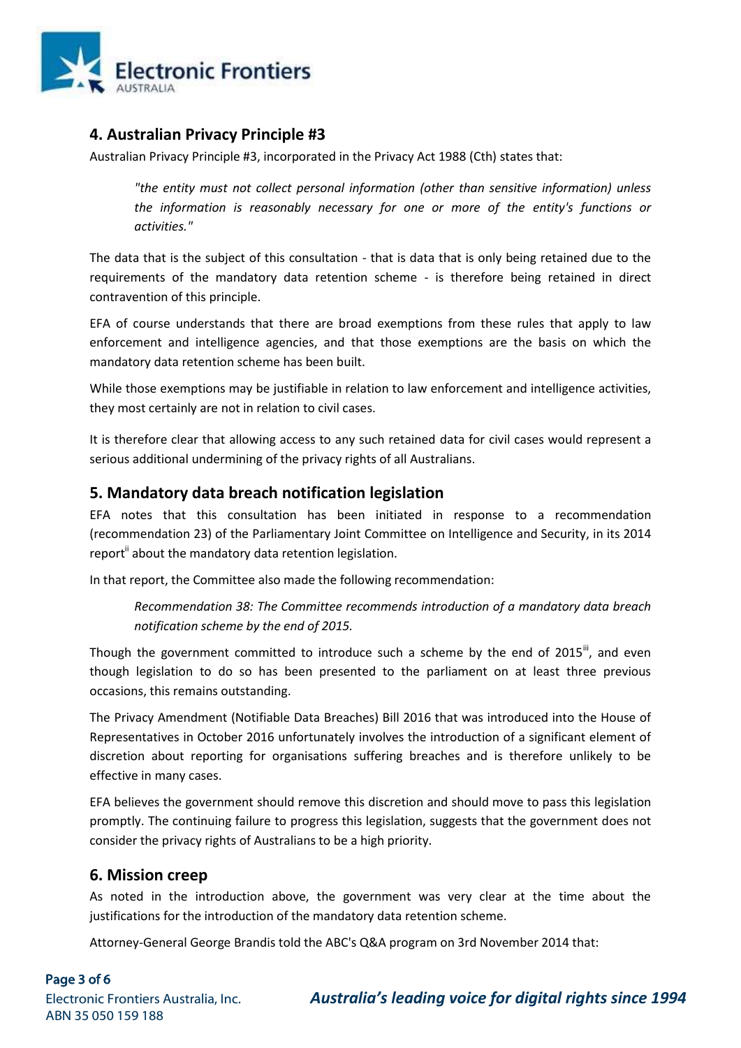## 4. Australian Privacy Principle #3

Australian Privacy Principle #3, incorporated in the Privacy Act 1988 (Cth) states that:

> *"the entity must not collect personal information (other than sensitive information) unless the information is reasonably necessary for one or more of the entity's functions or activities."*

The data that is the subject of this consultation - that is data that is only being retained due to the requirements of the mandatory data retention scheme - is therefore being retained in direct contravention of this principle.

EFA of course understands that there are broad exemptions from these rules that apply to law enforcement and intelligence agencies, and that those exemptions are the basis on which the mandatory data retention scheme has been built.

While those exemptions may be justifiable in relation to law enforcement and intelligence activities, they most certainly are not in relation to civil cases.

It is therefore clear that allowing access to any such retained data for civil cases would represent a serious additional undermining of the privacy rights of all Australians.

## 5. Mandatory data breach notification legislation

EFA notes that this consultation has been initiated in response to a recommendation (recommendation 23) of the Parliamentary Joint Committee on Intelligence and Security, in its 2014 report[ii] about the mandatory data retention legislation.

In that report, the Committee also made the following recommendation:

> *Recommendation 38: The Committee recommends introduction of a mandatory data breach notification scheme by the end of 2015.*

Though the government committed to introduce such a scheme by the end of 2015[iii], and even though legislation to do so has been presented to the parliament on at least three previous occasions, this remains outstanding.

The Privacy Amendment (Notifiable Data Breaches) Bill 2016 that was introduced into the House of Representatives in October 2016 unfortunately involves the introduction of a significant element of discretion about reporting for organisations suffering breaches and is therefore unlikely to be effective in many cases.

EFA believes the government should remove this discretion and should move to pass this legislation promptly. The continuing failure to progress this legislation, suggests that the government does not consider the privacy rights of Australians to be a high priority.

## 6. Mission creep

As noted in the introduction above, the government was very clear at the time about the justifications for the introduction of the mandatory data retention scheme.

Attorney-General George Brandis told the ABC's Q&A program on 3rd November 2014 that: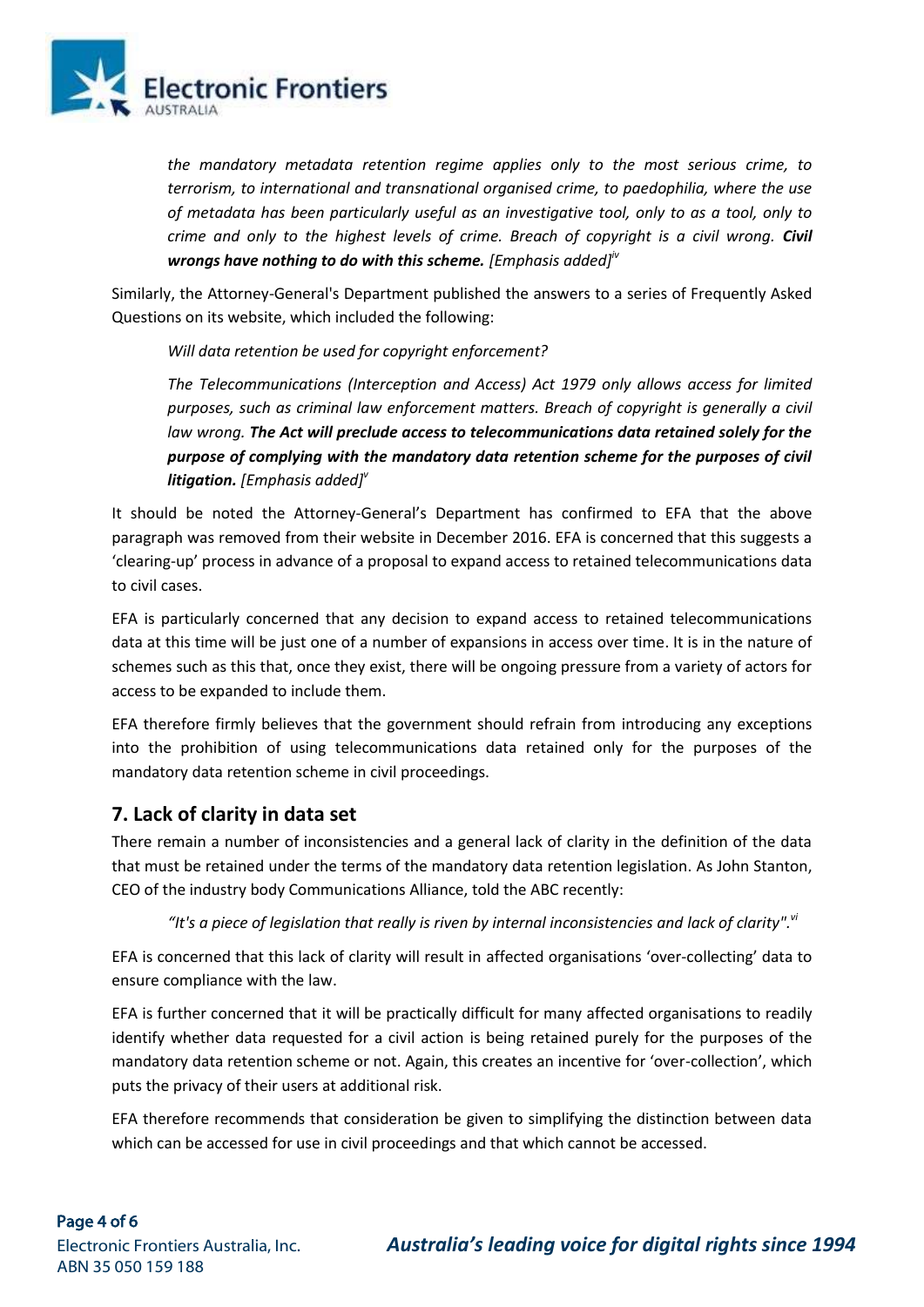> *the mandatory metadata retention regime applies only to the most serious crime, to terrorism, to international and transnational organised crime, to paedophilia, where the use of metadata has been particularly useful as an investigative tool, only to as a tool, only to crime and only to the highest levels of crime. Breach of copyright is a civil wrong.* ***Civil wrongs have nothing to do with this scheme.*** *[Emphasis added]*[iv]

Similarly, the Attorney-General's Department published the answers to a series of Frequently Asked Questions on its website, which included the following:

> *Will data retention be used for copyright enforcement?*
>
> *The Telecommunications (Interception and Access) Act 1979 only allows access for limited purposes, such as criminal law enforcement matters. Breach of copyright is generally a civil law wrong.* ***The Act will preclude access to telecommunications data retained solely for the purpose of complying with the mandatory data retention scheme for the purposes of civil litigation.*** *[Emphasis added]*[v]

It should be noted the Attorney-General's Department has confirmed to EFA that the above paragraph was removed from their website in December 2016. EFA is concerned that this suggests a 'clearing-up' process in advance of a proposal to expand access to retained telecommunications data to civil cases.

EFA is particularly concerned that any decision to expand access to retained telecommunications data at this time will be just one of a number of expansions in access over time. It is in the nature of schemes such as this that, once they exist, there will be ongoing pressure from a variety of actors for access to be expanded to include them.

EFA therefore firmly believes that the government should refrain from introducing any exceptions into the prohibition of using telecommunications data retained only for the purposes of the mandatory data retention scheme in civil proceedings.

## 7. Lack of clarity in data set

There remain a number of inconsistencies and a general lack of clarity in the definition of the data that must be retained under the terms of the mandatory data retention legislation. As John Stanton, CEO of the industry body Communications Alliance, told the ABC recently:

> *"It's a piece of legislation that really is riven by internal inconsistencies and lack of clarity".*[vi]

EFA is concerned that this lack of clarity will result in affected organisations 'over-collecting' data to ensure compliance with the law.

EFA is further concerned that it will be practically difficult for many affected organisations to readily identify whether data requested for a civil action is being retained purely for the purposes of the mandatory data retention scheme or not. Again, this creates an incentive for 'over-collection', which puts the privacy of their users at additional risk.

EFA therefore recommends that consideration be given to simplifying the distinction between data which can be accessed for use in civil proceedings and that which cannot be accessed.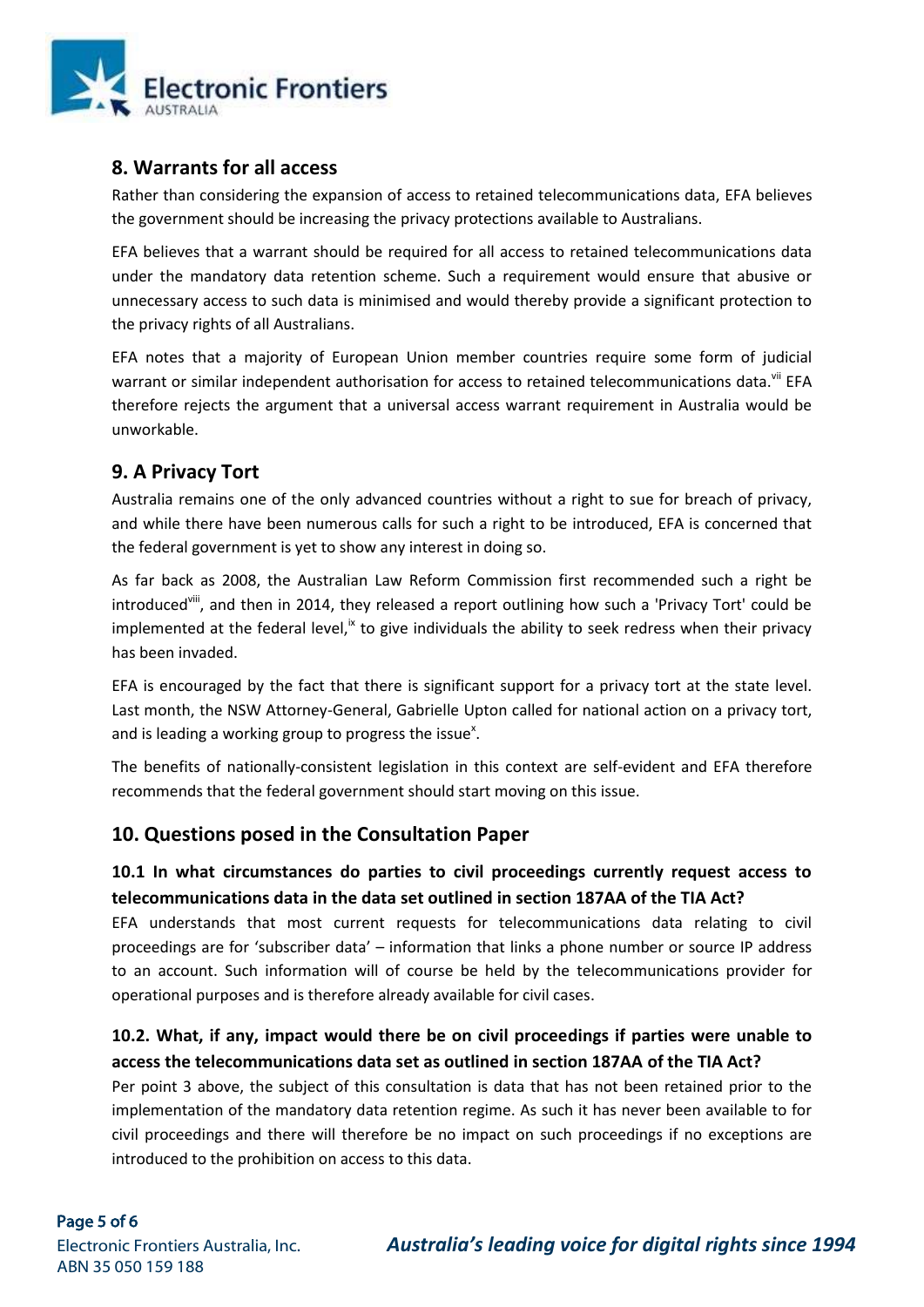## 8. Warrants for all access

Rather than considering the expansion of access to retained telecommunications data, EFA believes the government should be increasing the privacy protections available to Australians.

EFA believes that a warrant should be required for all access to retained telecommunications data under the mandatory data retention scheme. Such a requirement would ensure that abusive or unnecessary access to such data is minimised and would thereby provide a significant protection to the privacy rights of all Australians.

EFA notes that a majority of European Union member countries require some form of judicial warrant or similar independent authorisation for access to retained telecommunications data.[vii] EFA therefore rejects the argument that a universal access warrant requirement in Australia would be unworkable.

## 9. A Privacy Tort

Australia remains one of the only advanced countries without a right to sue for breach of privacy, and while there have been numerous calls for such a right to be introduced, EFA is concerned that the federal government is yet to show any interest in doing so.

As far back as 2008, the Australian Law Reform Commission first recommended such a right be introduced[viii], and then in 2014, they released a report outlining how such a 'Privacy Tort' could be implemented at the federal level,[ix] to give individuals the ability to seek redress when their privacy has been invaded.

EFA is encouraged by the fact that there is significant support for a privacy tort at the state level. Last month, the NSW Attorney-General, Gabrielle Upton called for national action on a privacy tort, and is leading a working group to progress the issue[x].

The benefits of nationally-consistent legislation in this context are self-evident and EFA therefore recommends that the federal government should start moving on this issue.

## 10. Questions posed in the Consultation Paper

### 10.1 In what circumstances do parties to civil proceedings currently request access to telecommunications data in the data set outlined in section 187AA of the TIA Act?

EFA understands that most current requests for telecommunications data relating to civil proceedings are for 'subscriber data' – information that links a phone number or source IP address to an account. Such information will of course be held by the telecommunications provider for operational purposes and is therefore already available for civil cases.

### 10.2. What, if any, impact would there be on civil proceedings if parties were unable to access the telecommunications data set as outlined in section 187AA of the TIA Act?

Per point 3 above, the subject of this consultation is data that has not been retained prior to the implementation of the mandatory data retention regime. As such it has never been available to for civil proceedings and there will therefore be no impact on such proceedings if no exceptions are introduced to the prohibition on access to this data.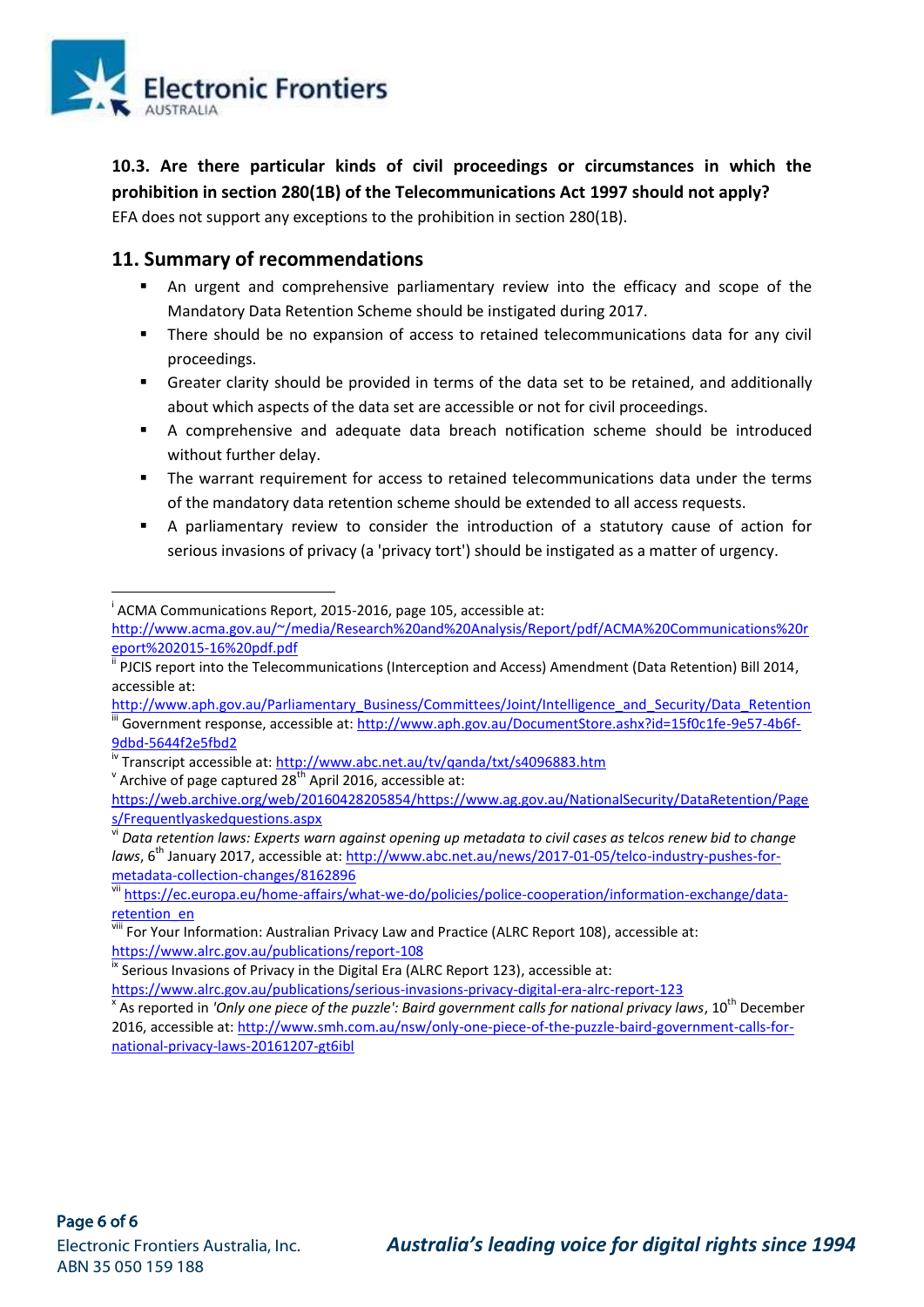**10.3. Are there particular kinds of civil proceedings or circumstances in which the prohibition in section 280(1B) of the Telecommunications Act 1997 should not apply?**

EFA does not support any exceptions to the prohibition in section 280(1B).

## 11. Summary of recommendations

- An urgent and comprehensive parliamentary review into the efficacy and scope of the Mandatory Data Retention Scheme should be instigated during 2017.
- There should be no expansion of access to retained telecommunications data for any civil proceedings.
- Greater clarity should be provided in terms of the data set to be retained, and additionally about which aspects of the data set are accessible or not for civil proceedings.
- A comprehensive and adequate data breach notification scheme should be introduced without further delay.
- The warrant requirement for access to retained telecommunications data under the terms of the mandatory data retention scheme should be extended to all access requests.
- A parliamentary review to consider the introduction of a statutory cause of action for serious invasions of privacy (a 'privacy tort') should be instigated as a matter of urgency.

---

[i] ACMA Communications Report, 2015-2016, page 105, accessible at: http://www.acma.gov.au/~/media/Research%20and%20Analysis/Report/pdf/ACMA%20Communications%20report%202015-16%20pdf.pdf

[ii] PJCIS report into the Telecommunications (Interception and Access) Amendment (Data Retention) Bill 2014, accessible at: http://www.aph.gov.au/Parliamentary_Business/Committees/Joint/Intelligence_and_Security/Data_Retention

[iii] Government response, accessible at: http://www.aph.gov.au/DocumentStore.ashx?id=15f0c1fe-9e57-4b6f-9dbd-5644f2e5fbd2

[iv] Transcript accessible at: http://www.abc.net.au/tv/qanda/txt/s4096883.htm

[v] Archive of page captured 28th April 2016, accessible at: https://web.archive.org/web/20160428205854/https://www.ag.gov.au/NationalSecurity/DataRetention/Pages/Frequentlyaskedquestions.aspx

[vi] *Data retention laws: Experts warn against opening up metadata to civil cases as telcos renew bid to change laws*, 6th January 2017, accessible at: http://www.abc.net.au/news/2017-01-05/telco-industry-pushes-for-metadata-collection-changes/8162896

[vii] https://ec.europa.eu/home-affairs/what-we-do/policies/police-cooperation/information-exchange/data-retention_en

[viii] For Your Information: Australian Privacy Law and Practice (ALRC Report 108), accessible at: https://www.alrc.gov.au/publications/report-108

[ix] Serious Invasions of Privacy in the Digital Era (ALRC Report 123), accessible at: https://www.alrc.gov.au/publications/serious-invasions-privacy-digital-era-alrc-report-123

[x] As reported in *'Only one piece of the puzzle': Baird government calls for national privacy laws*, 10th December 2016, accessible at: http://www.smh.com.au/nsw/only-one-piece-of-the-puzzle-baird-government-calls-for-national-privacy-laws-20161207-gt6ibl